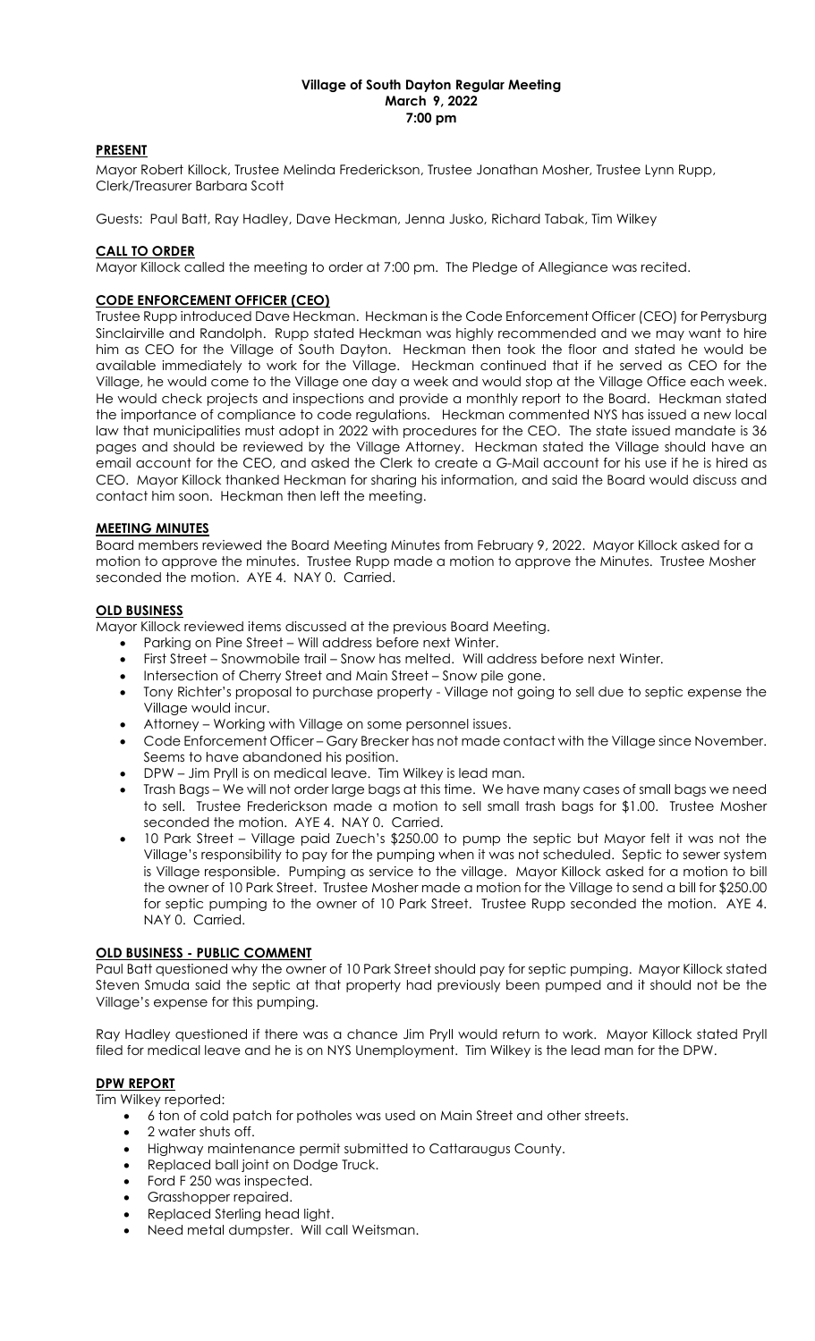**Village of South Dayton Regular Meeting**
**March 9, 2022**
**7:00 pm**

## PRESENT

Mayor Robert Killock, Trustee Melinda Frederickson, Trustee Jonathan Mosher, Trustee Lynn Rupp, Clerk/Treasurer Barbara Scott

Guests: Paul Batt, Ray Hadley, Dave Heckman, Jenna Jusko, Richard Tabak, Tim Wilkey

## CALL TO ORDER

Mayor Killock called the meeting to order at 7:00 pm. The Pledge of Allegiance was recited.

## CODE ENFORCEMENT OFFICER (CEO)

Trustee Rupp introduced Dave Heckman. Heckman is the Code Enforcement Officer (CEO) for Perrysburg Sinclairville and Randolph. Rupp stated Heckman was highly recommended and we may want to hire him as CEO for the Village of South Dayton. Heckman then took the floor and stated he would be available immediately to work for the Village. Heckman continued that if he served as CEO for the Village, he would come to the Village one day a week and would stop at the Village Office each week. He would check projects and inspections and provide a monthly report to the Board. Heckman stated the importance of compliance to code regulations. Heckman commented NYS has issued a new local law that municipalities must adopt in 2022 with procedures for the CEO. The state issued mandate is 36 pages and should be reviewed by the Village Attorney. Heckman stated the Village should have an email account for the CEO, and asked the Clerk to create a G-Mail account for his use if he is hired as CEO. Mayor Killock thanked Heckman for sharing his information, and said the Board would discuss and contact him soon. Heckman then left the meeting.

## MEETING MINUTES

Board members reviewed the Board Meeting Minutes from February 9, 2022. Mayor Killock asked for a motion to approve the minutes. Trustee Rupp made a motion to approve the Minutes. Trustee Mosher seconded the motion. AYE 4. NAY 0. Carried.

## OLD BUSINESS

Mayor Killock reviewed items discussed at the previous Board Meeting.

- Parking on Pine Street – Will address before next Winter.
- First Street – Snowmobile trail – Snow has melted. Will address before next Winter.
- Intersection of Cherry Street and Main Street – Snow pile gone.
- Tony Richter's proposal to purchase property - Village not going to sell due to septic expense the Village would incur.
- Attorney – Working with Village on some personnel issues.
- Code Enforcement Officer – Gary Brecker has not made contact with the Village since November. Seems to have abandoned his position.
- DPW – Jim Pryll is on medical leave. Tim Wilkey is lead man.
- Trash Bags – We will not order large bags at this time. We have many cases of small bags we need to sell. Trustee Frederickson made a motion to sell small trash bags for $1.00. Trustee Mosher seconded the motion. AYE 4. NAY 0. Carried.
- 10 Park Street – Village paid Zuech's $250.00 to pump the septic but Mayor felt it was not the Village's responsibility to pay for the pumping when it was not scheduled. Septic to sewer system is Village responsible. Pumping as service to the village. Mayor Killock asked for a motion to bill the owner of 10 Park Street. Trustee Mosher made a motion for the Village to send a bill for $250.00 for septic pumping to the owner of 10 Park Street. Trustee Rupp seconded the motion. AYE 4. NAY 0. Carried.

## OLD BUSINESS - PUBLIC COMMENT

Paul Batt questioned why the owner of 10 Park Street should pay for septic pumping. Mayor Killock stated Steven Smuda said the septic at that property had previously been pumped and it should not be the Village's expense for this pumping.

Ray Hadley questioned if there was a chance Jim Pryll would return to work. Mayor Killock stated Pryll filed for medical leave and he is on NYS Unemployment. Tim Wilkey is the lead man for the DPW.

## DPW REPORT

Tim Wilkey reported:

- 6 ton of cold patch for potholes was used on Main Street and other streets.
- 2 water shuts off.
- Highway maintenance permit submitted to Cattaraugus County.
- Replaced ball joint on Dodge Truck.
- Ford F 250 was inspected.
- Grasshopper repaired.
- Replaced Sterling head light.
- Need metal dumpster. Will call Weitsman.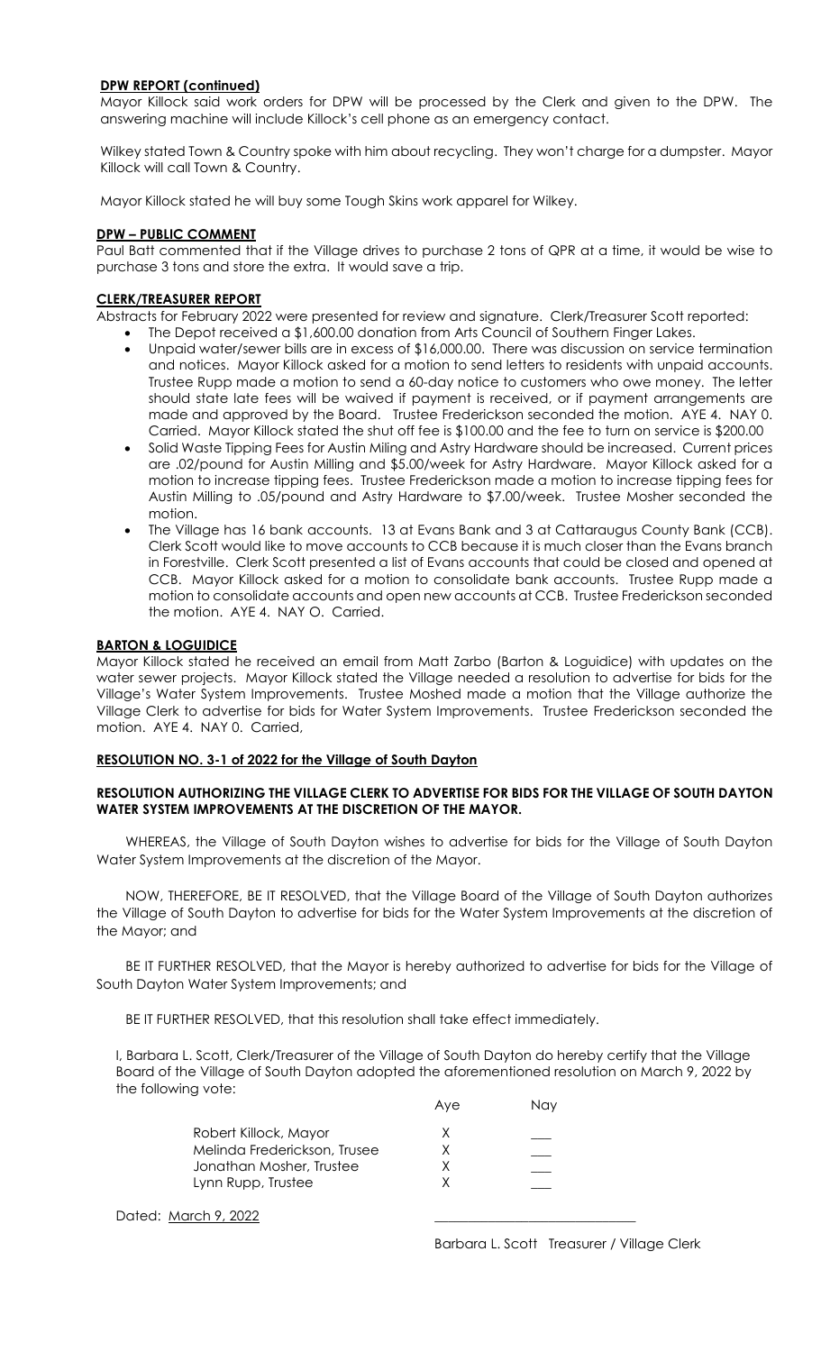**DPW REPORT (continued)**

Mayor Killock said work orders for DPW will be processed by the Clerk and given to the DPW. The answering machine will include Killock's cell phone as an emergency contact.

Wilkey stated Town & Country spoke with him about recycling. They won't charge for a dumpster. Mayor Killock will call Town & Country.

Mayor Killock stated he will buy some Tough Skins work apparel for Wilkey.

**DPW – PUBLIC COMMENT**

Paul Batt commented that if the Village drives to purchase 2 tons of QPR at a time, it would be wise to purchase 3 tons and store the extra. It would save a trip.

**CLERK/TREASURER REPORT**

Abstracts for February 2022 were presented for review and signature. Clerk/Treasurer Scott reported:

- The Depot received a $1,600.00 donation from Arts Council of Southern Finger Lakes.
- Unpaid water/sewer bills are in excess of $16,000.00. There was discussion on service termination and notices. Mayor Killock asked for a motion to send letters to residents with unpaid accounts. Trustee Rupp made a motion to send a 60-day notice to customers who owe money. The letter should state late fees will be waived if payment is received, or if payment arrangements are made and approved by the Board. Trustee Frederickson seconded the motion. AYE 4. NAY 0. Carried. Mayor Killock stated the shut off fee is $100.00 and the fee to turn on service is $200.00
- Solid Waste Tipping Fees for Austin Miling and Astry Hardware should be increased. Current prices are .02/pound for Austin Milling and $5.00/week for Astry Hardware. Mayor Killock asked for a motion to increase tipping fees. Trustee Frederickson made a motion to increase tipping fees for Austin Milling to .05/pound and Astry Hardware to $7.00/week. Trustee Mosher seconded the motion.
- The Village has 16 bank accounts. 13 at Evans Bank and 3 at Cattaraugus County Bank (CCB). Clerk Scott would like to move accounts to CCB because it is much closer than the Evans branch in Forestville. Clerk Scott presented a list of Evans accounts that could be closed and opened at CCB. Mayor Killock asked for a motion to consolidate bank accounts. Trustee Rupp made a motion to consolidate accounts and open new accounts at CCB. Trustee Frederickson seconded the motion. AYE 4. NAY O. Carried.

**BARTON & LOGUIDICE**

Mayor Killock stated he received an email from Matt Zarbo (Barton & Loguidice) with updates on the water sewer projects. Mayor Killock stated the Village needed a resolution to advertise for bids for the Village's Water System Improvements. Trustee Moshed made a motion that the Village authorize the Village Clerk to advertise for bids for Water System Improvements. Trustee Frederickson seconded the motion. AYE 4. NAY 0. Carried,

**RESOLUTION NO. 3-1 of 2022 for the Village of South Dayton**

**RESOLUTION AUTHORIZING THE VILLAGE CLERK TO ADVERTISE FOR BIDS FOR THE VILLAGE OF SOUTH DAYTON WATER SYSTEM IMPROVEMENTS AT THE DISCRETION OF THE MAYOR.**

WHEREAS, the Village of South Dayton wishes to advertise for bids for the Village of South Dayton Water System Improvements at the discretion of the Mayor.

NOW, THEREFORE, BE IT RESOLVED, that the Village Board of the Village of South Dayton authorizes the Village of South Dayton to advertise for bids for the Water System Improvements at the discretion of the Mayor; and

BE IT FURTHER RESOLVED, that the Mayor is hereby authorized to advertise for bids for the Village of South Dayton Water System Improvements; and

BE IT FURTHER RESOLVED, that this resolution shall take effect immediately.

I, Barbara L. Scott, Clerk/Treasurer of the Village of South Dayton do hereby certify that the Village Board of the Village of South Dayton adopted the aforementioned resolution on March 9, 2022 by the following vote:

| | Aye | Nay |
|---|---|---|
| Robert Killock, Mayor | X | ___ |
| Melinda Frederickson, Trusee | X | ___ |
| Jonathan Mosher, Trustee | X | ___ |
| Lynn Rupp, Trustee | X | ___ |

Dated: March 9, 2022

______________________________

Barbara L. Scott Treasurer / Village Clerk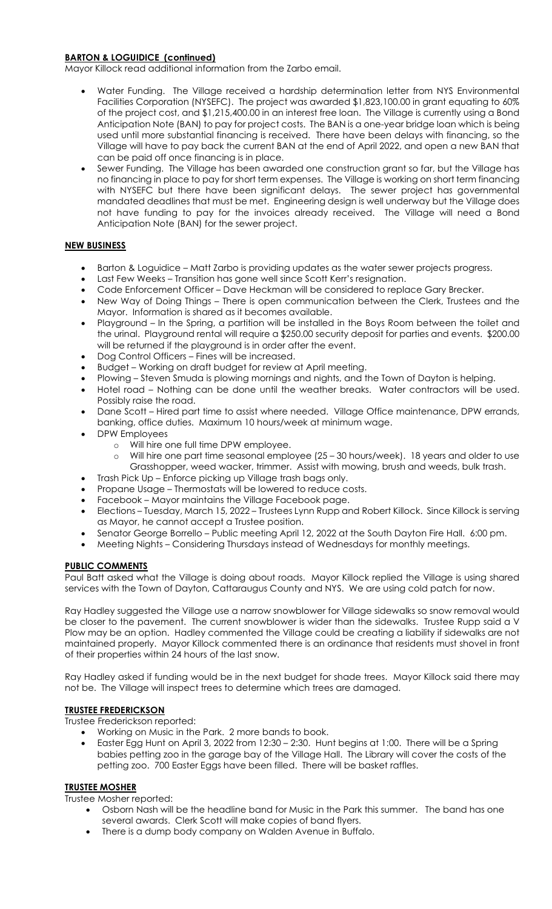**BARTON & LOGUIDICE (continued)**

Mayor Killock read additional information from the Zarbo email.

- Water Funding. The Village received a hardship determination letter from NYS Environmental Facilities Corporation (NYSEFC). The project was awarded $1,823,100.00 in grant equating to 60% of the project cost, and $1,215,400.00 in an interest free loan. The Village is currently using a Bond Anticipation Note (BAN) to pay for project costs. The BAN is a one-year bridge loan which is being used until more substantial financing is received. There have been delays with financing, so the Village will have to pay back the current BAN at the end of April 2022, and open a new BAN that can be paid off once financing is in place.
- Sewer Funding. The Village has been awarded one construction grant so far, but the Village has no financing in place to pay for short term expenses. The Village is working on short term financing with NYSEFC but there have been significant delays. The sewer project has governmental mandated deadlines that must be met. Engineering design is well underway but the Village does not have funding to pay for the invoices already received. The Village will need a Bond Anticipation Note (BAN) for the sewer project.

**NEW BUSINESS**

- Barton & Loguidice – Matt Zarbo is providing updates as the water sewer projects progress.
- Last Few Weeks – Transition has gone well since Scott Kerr's resignation.
- Code Enforcement Officer – Dave Heckman will be considered to replace Gary Brecker.
- New Way of Doing Things – There is open communication between the Clerk, Trustees and the Mayor. Information is shared as it becomes available.
- Playground – In the Spring, a partition will be installed in the Boys Room between the toilet and the urinal. Playground rental will require a $250.00 security deposit for parties and events. $200.00 will be returned if the playground is in order after the event.
- Dog Control Officers – Fines will be increased.
- Budget – Working on draft budget for review at April meeting.
- Plowing – Steven Smuda is plowing mornings and nights, and the Town of Dayton is helping.
- Hotel road – Nothing can be done until the weather breaks. Water contractors will be used. Possibly raise the road.
- Dane Scott – Hired part time to assist where needed. Village Office maintenance, DPW errands, banking, office duties. Maximum 10 hours/week at minimum wage.
- DPW Employees
  - Will hire one full time DPW employee.
  - Will hire one part time seasonal employee (25 – 30 hours/week). 18 years and older to use Grasshopper, weed wacker, trimmer. Assist with mowing, brush and weeds, bulk trash.
- Trash Pick Up – Enforce picking up Village trash bags only.
- Propane Usage – Thermostats will be lowered to reduce costs.
- Facebook – Mayor maintains the Village Facebook page.
- Elections – Tuesday, March 15, 2022 – Trustees Lynn Rupp and Robert Killock. Since Killock is serving as Mayor, he cannot accept a Trustee position.
- Senator George Borrello – Public meeting April 12, 2022 at the South Dayton Fire Hall. 6:00 pm.
- Meeting Nights – Considering Thursdays instead of Wednesdays for monthly meetings.

**PUBLIC COMMENTS**

Paul Batt asked what the Village is doing about roads. Mayor Killock replied the Village is using shared services with the Town of Dayton, Cattaraugus County and NYS. We are using cold patch for now.

Ray Hadley suggested the Village use a narrow snowblower for Village sidewalks so snow removal would be closer to the pavement. The current snowblower is wider than the sidewalks. Trustee Rupp said a V Plow may be an option. Hadley commented the Village could be creating a liability if sidewalks are not maintained properly. Mayor Killock commented there is an ordinance that residents must shovel in front of their properties within 24 hours of the last snow.

Ray Hadley asked if funding would be in the next budget for shade trees. Mayor Killock said there may not be. The Village will inspect trees to determine which trees are damaged.

**TRUSTEE FREDERICKSON**

Trustee Frederickson reported:

- Working on Music in the Park. 2 more bands to book.
- Easter Egg Hunt on April 3, 2022 from 12:30 – 2:30. Hunt begins at 1:00. There will be a Spring babies petting zoo in the garage bay of the Village Hall. The Library will cover the costs of the petting zoo. 700 Easter Eggs have been filled. There will be basket raffles.

**TRUSTEE MOSHER**

Trustee Mosher reported:

- Osborn Nash will be the headline band for Music in the Park this summer. The band has one several awards. Clerk Scott will make copies of band flyers.
- There is a dump body company on Walden Avenue in Buffalo.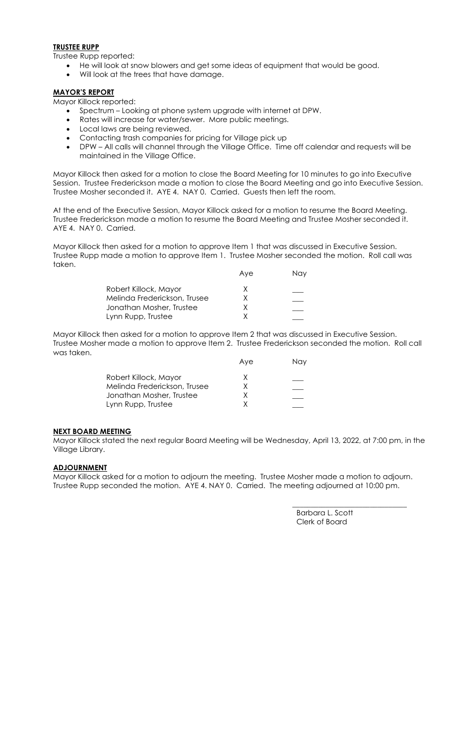**TRUSTEE RUPP**

Trustee Rupp reported:

- He will look at snow blowers and get some ideas of equipment that would be good.
- Will look at the trees that have damage.

**MAYOR'S REPORT**

Mayor Killock reported:

- Spectrum – Looking at phone system upgrade with internet at DPW.
- Rates will increase for water/sewer. More public meetings.
- Local laws are being reviewed.
- Contacting trash companies for pricing for Village pick up
- DPW – All calls will channel through the Village Office. Time off calendar and requests will be maintained in the Village Office.

Mayor Killock then asked for a motion to close the Board Meeting for 10 minutes to go into Executive Session. Trustee Frederickson made a motion to close the Board Meeting and go into Executive Session. Trustee Mosher seconded it. AYE 4. NAY 0. Carried. Guests then left the room.

At the end of the Executive Session, Mayor Killock asked for a motion to resume the Board Meeting. Trustee Frederickson made a motion to resume the Board Meeting and Trustee Mosher seconded it. AYE 4. NAY 0. Carried.

Mayor Killock then asked for a motion to approve Item 1 that was discussed in Executive Session. Trustee Rupp made a motion to approve Item 1. Trustee Mosher seconded the motion. Roll call was taken.

| | Aye | Nay |
|---|---|---|
| Robert Killock, Mayor | X | ___ |
| Melinda Frederickson, Trusee | X | ___ |
| Jonathan Mosher, Trustee | X | ___ |
| Lynn Rupp, Trustee | X | ___ |

Mayor Killock then asked for a motion to approve Item 2 that was discussed in Executive Session. Trustee Mosher made a motion to approve Item 2. Trustee Frederickson seconded the motion. Roll call was taken.

| | Aye | Nay |
|---|---|---|
| Robert Killock, Mayor | X | ___ |
| Melinda Frederickson, Trusee | X | ___ |
| Jonathan Mosher, Trustee | X | ___ |
| Lynn Rupp, Trustee | X | ___ |

**NEXT BOARD MEETING**

Mayor Killock stated the next regular Board Meeting will be Wednesday, April 13, 2022, at 7:00 pm, in the Village Library.

**ADJOURNMENT**

Mayor Killock asked for a motion to adjourn the meeting. Trustee Mosher made a motion to adjourn. Trustee Rupp seconded the motion. AYE 4. NAY 0. Carried. The meeting adjourned at 10:00 pm.

______________________________
Barbara L. Scott
Clerk of Board